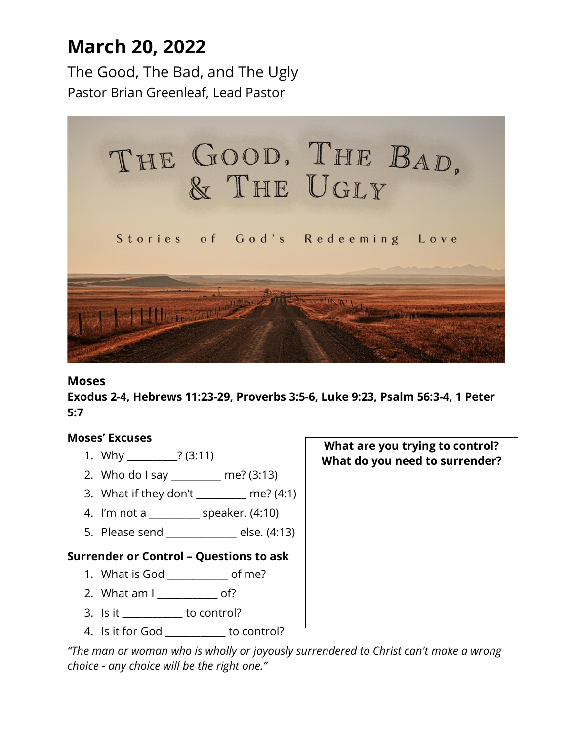# March 20, 2022

The Good, The Bad, and The Ugly

Pastor Brian Greenleaf, Lead Pastor

---

### Moses

**Exodus 2-4, Hebrews 11:23-29, Proverbs 3:5-6, Luke 9:23, Psalm 56:3-4, 1 Peter 5:7**

**Moses' Excuses**

1. Why __________? (3:11)
2. Who do I say __________ me? (3:13)
3. What if they don't __________ me? (4:1)
4. I'm not a __________ speaker. (4:10)
5. Please send ______________ else. (4:13)

**Surrender or Control – Questions to ask**

1. What is God ____________ of me?
2. What am I ____________ of?
3. Is it ____________ to control?
4. Is it for God ____________ to control?

**What are you trying to control?**
**What do you need to surrender?**

*"The man or woman who is wholly or joyously surrendered to Christ can't make a wrong choice - any choice will be the right one."*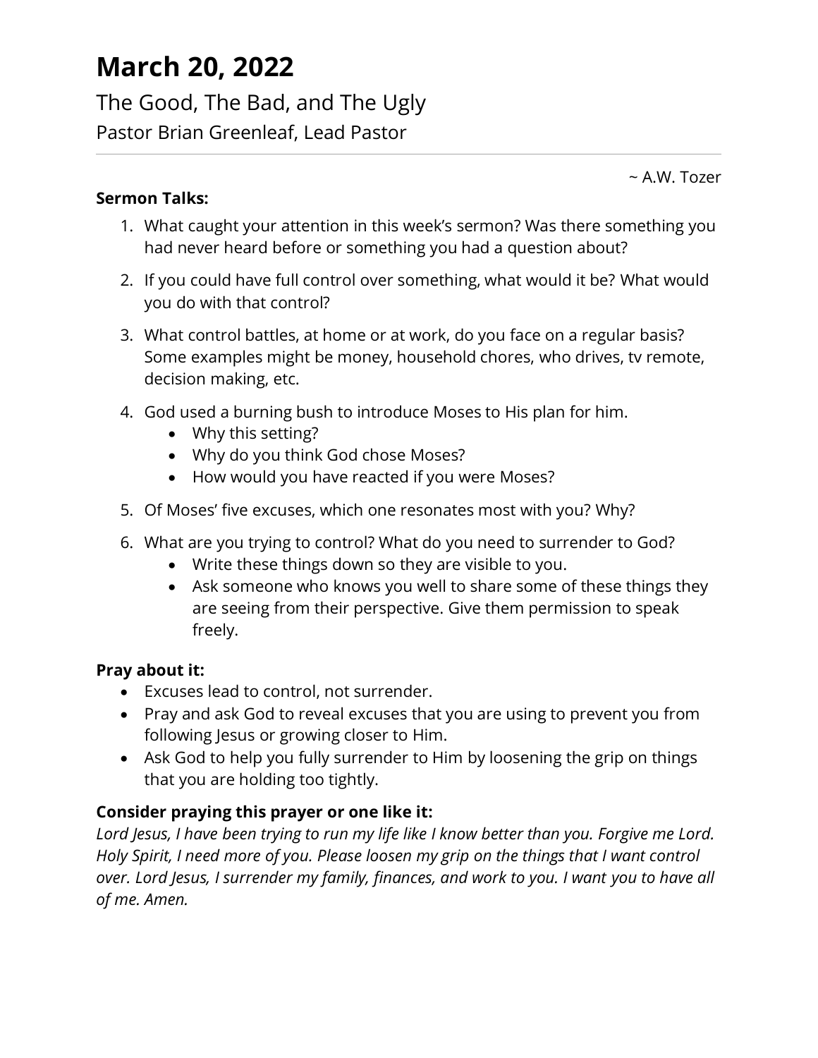# March 20, 2022

## The Good, The Bad, and The Ugly

### Pastor Brian Greenleaf, Lead Pastor

---

~ A.W. Tozer

**Sermon Talks:**

1. What caught your attention in this week's sermon? Was there something you had never heard before or something you had a question about?
2. If you could have full control over something, what would it be? What would you do with that control?
3. What control battles, at home or at work, do you face on a regular basis? Some examples might be money, household chores, who drives, tv remote, decision making, etc.
4. God used a burning bush to introduce Moses to His plan for him.
   - Why this setting?
   - Why do you think God chose Moses?
   - How would you have reacted if you were Moses?
5. Of Moses' five excuses, which one resonates most with you? Why?
6. What are you trying to control? What do you need to surrender to God?
   - Write these things down so they are visible to you.
   - Ask someone who knows you well to share some of these things they are seeing from their perspective. Give them permission to speak freely.

**Pray about it:**

- Excuses lead to control, not surrender.
- Pray and ask God to reveal excuses that you are using to prevent you from following Jesus or growing closer to Him.
- Ask God to help you fully surrender to Him by loosening the grip on things that you are holding too tightly.

**Consider praying this prayer or one like it:**

*Lord Jesus, I have been trying to run my life like I know better than you. Forgive me Lord. Holy Spirit, I need more of you. Please loosen my grip on the things that I want control over. Lord Jesus, I surrender my family, finances, and work to you. I want you to have all of me. Amen.*